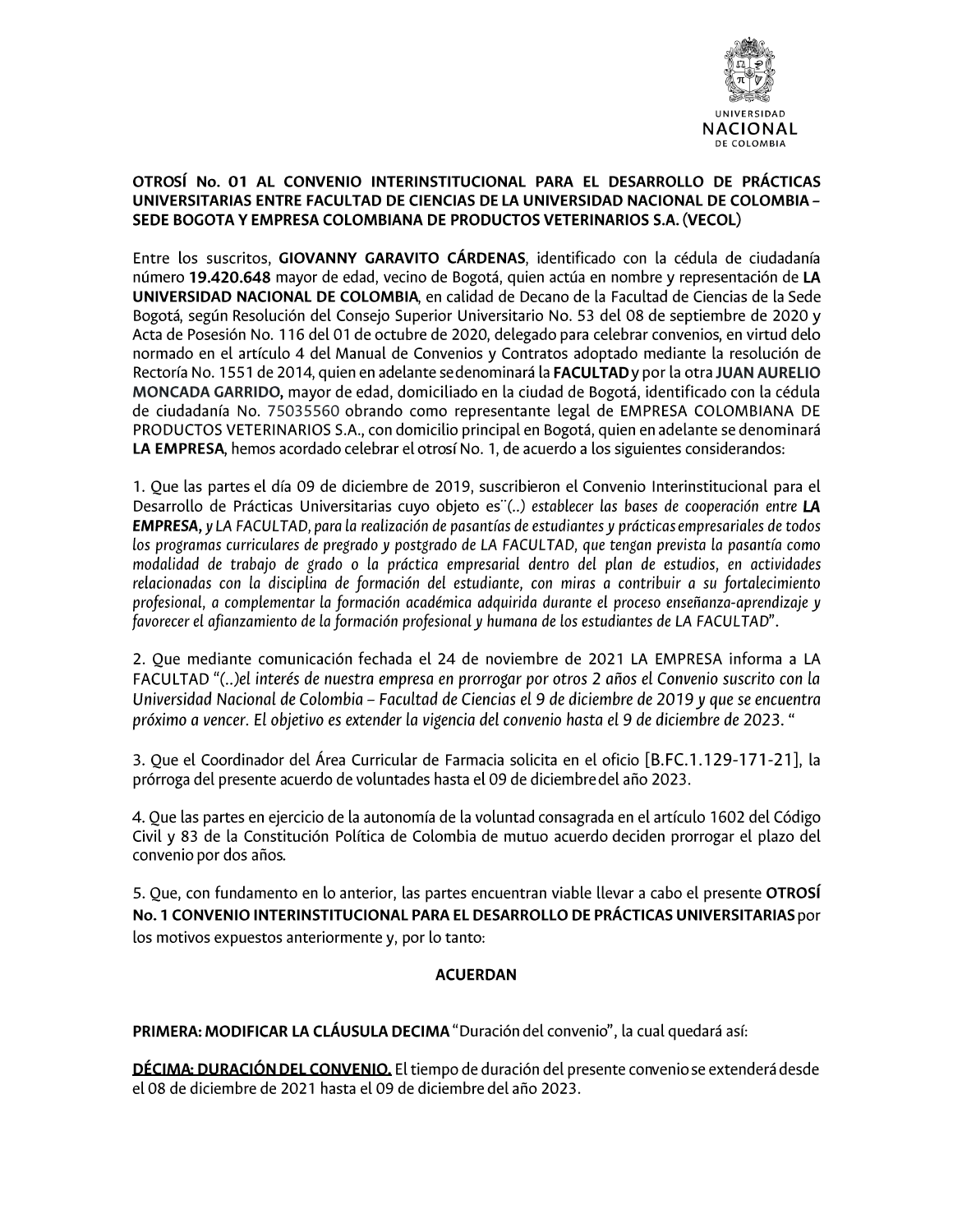**OTROSÍ No. 01 AL CONVENIO INTERINSTITUCIONAL PARA EL DESARROLLO DE PRÁCTICAS UNIVERSITARIAS ENTRE FACULTAD DE CIENCIAS DE LA UNIVERSIDAD NACIONAL DE COLOMBIA – SEDE BOGOTA Y EMPRESA COLOMBIANA DE PRODUCTOS VETERINARIOS S.A. (VECOL)**

Entre los suscritos, **GIOVANNY GARAVITO CÁRDENAS**, identificado con la cédula de ciudadanía número **19.420.648** mayor de edad, vecino de Bogotá, quien actúa en nombre y representación de **LA UNIVERSIDAD NACIONAL DE COLOMBIA**, en calidad de Decano de la Facultad de Ciencias de la Sede Bogotá, según Resolución del Consejo Superior Universitario No. 53 del 08 de septiembre de 2020 y Acta de Posesión No. 116 del 01 de octubre de 2020, delegado para celebrar convenios, en virtud delo normado en el artículo 4 del Manual de Convenios y Contratos adoptado mediante la resolución de Rectoría No. 1551 de 2014, quien en adelante sedenominará la **FACULTAD** y por la otra **JUAN AURELIO MONCADA GARRIDO,** mayor de edad, domiciliado en la ciudad de Bogotá, identificado con la cédula de ciudadanía No. 75035560 obrando como representante legal de EMPRESA COLOMBIANA DE PRODUCTOS VETERINARIOS S.A., con domicilio principal en Bogotá, quien en adelante se denominará **LA EMPRESA**, hemos acordado celebrar el otrosí No. 1, de acuerdo a los siguientes considerandos:

1. Que las partes el día 09 de diciembre de 2019, suscribieron el Convenio Interinstitucional para el Desarrollo de Prácticas Universitarias cuyo objeto es¨*(..) establecer las bases de cooperación entre* **LA EMPRESA,** *y LA FACULTAD, para la realización de pasantías de estudiantes y prácticas empresariales de todos los programas curriculares de pregrado y postgrado de LA FACULTAD, que tengan prevista la pasantía como modalidad de trabajo de grado o la práctica empresarial dentro del plan de estudios, en actividades relacionadas con la disciplina de formación del estudiante, con miras a contribuir a su fortalecimiento profesional, a complementar la formación académica adquirida durante el proceso enseñanza-aprendizaje y favorecer el afianzamiento de la formación profesional y humana de los estudiantes de LA FACULTAD*".

2. Que mediante comunicación fechada el 24 de noviembre de 2021 LA EMPRESA informa a LA FACULTAD "*(..)el interés de nuestra empresa en prorrogar por otros 2 años el Convenio suscrito con la Universidad Nacional de Colombia – Facultad de Ciencias el 9 de diciembre de 2019 y que se encuentra próximo a vencer. El objetivo es extender la vigencia del convenio hasta el 9 de diciembre de 2023.* "

3. Que el Coordinador del Área Curricular de Farmacia solicita en el oficio [B.FC.1.129-171-21], la prórroga del presente acuerdo de voluntades hasta el 09 de diciembre del año 2023.

4. Que las partes en ejercicio de la autonomía de la voluntad consagrada en el artículo 1602 del Código Civil y 83 de la Constitución Política de Colombia de mutuo acuerdo deciden prorrogar el plazo del convenio por dos años.

5. Que, con fundamento en lo anterior, las partes encuentran viable llevar a cabo el presente **OTROSÍ No. 1 CONVENIO INTERINSTITUCIONAL PARA EL DESARROLLO DE PRÁCTICAS UNIVERSITARIAS** por los motivos expuestos anteriormente y, por lo tanto:

**ACUERDAN**

**PRIMERA: MODIFICAR LA CLÁUSULA DECIMA** "Duración del convenio", la cual quedará así:

**DÉCIMA: DURACIÓN DEL CONVENIO.** El tiempo de duración del presente convenio se extenderá desde el 08 de diciembre de 2021 hasta el 09 de diciembre del año 2023.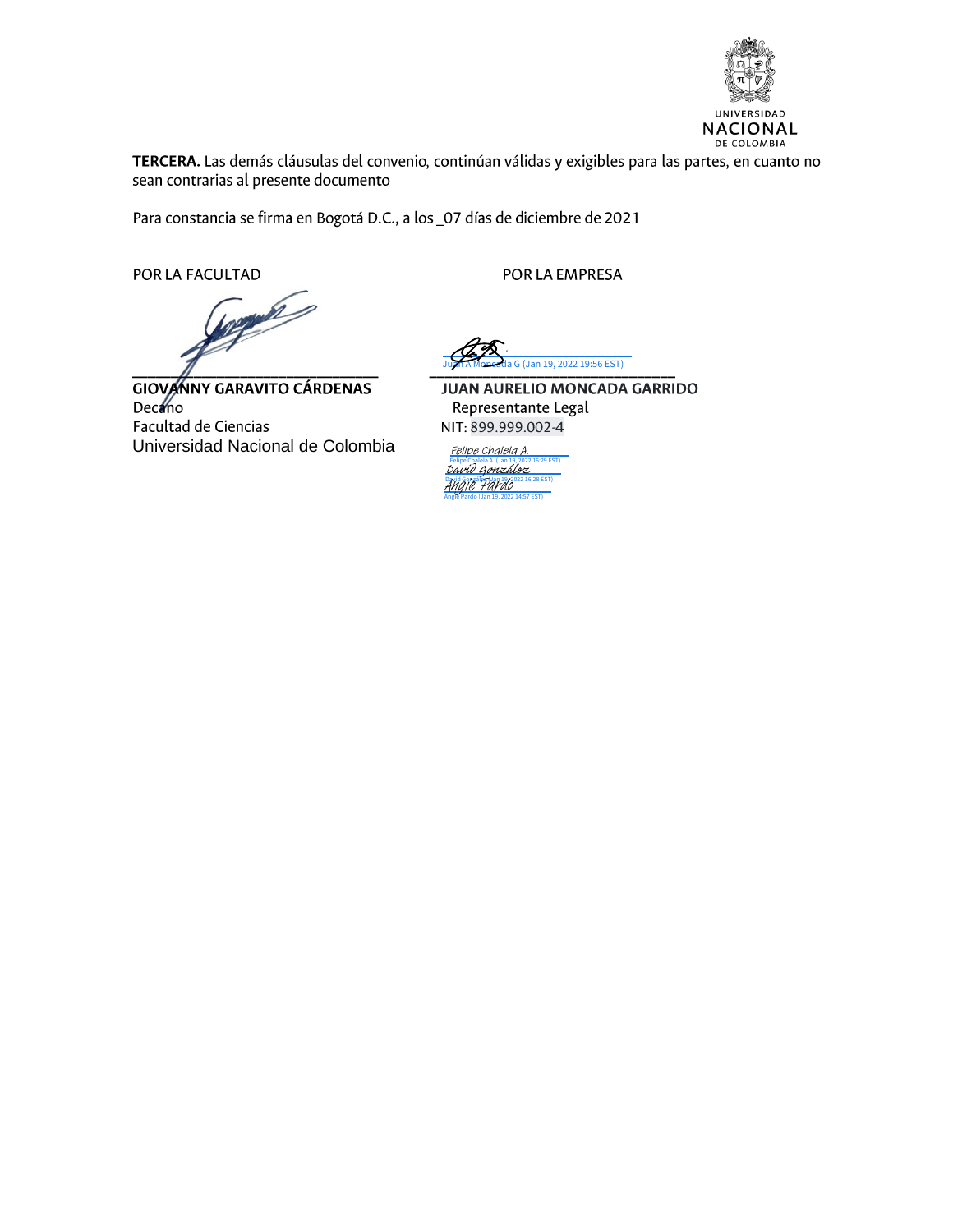**TERCERA.** Las demás cláusulas del convenio, continúan válidas y exigibles para las partes, en cuanto no sean contrarias al presente documento

Para constancia se firma en Bogotá D.C., a los _07 días de diciembre de 2021

POR LA FACULTAD

______________________________

**GIOVANNY GARAVITO CÁRDENAS**
Decano
Facultad de Ciencias
Universidad Nacional de Colombia

POR LA EMPRESA

Juan A Moncada G (Jan 19, 2022 19:56 EST)
______________________________

**JUAN AURELIO MONCADA GARRIDO**
Representante Legal
NIT: 899.999.002-4

Felipe Chalela A.
Felipe Chalela A. (Jan 19, 2022 16:29 EST)

David González
David González (Jan 19, 2022 16:28 EST)

Angie Pardo
Angie Pardo (Jan 19, 2022 14:57 EST)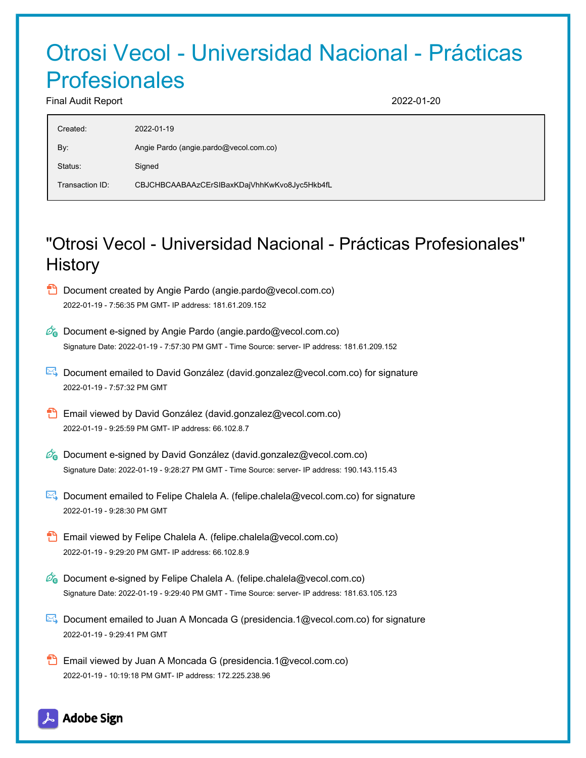# Otrosi Vecol - Universidad Nacional - Prácticas Profesionales

Final Audit Report 2022-01-20

| | |
|---|---|
| Created: | 2022-01-19 |
| By: | Angie Pardo (angie.pardo@vecol.com.co) |
| Status: | Signed |
| Transaction ID: | CBJCHBCAABAAzCErSIBaxKDajVhhKwKvo8Jyc5Hkb4fL |

## "Otrosi Vecol - Universidad Nacional - Prácticas Profesionales" History

- Document created by Angie Pardo (angie.pardo@vecol.com.co)
  2022-01-19 - 7:56:35 PM GMT- IP address: 181.61.209.152

- Document e-signed by Angie Pardo (angie.pardo@vecol.com.co)
  Signature Date: 2022-01-19 - 7:57:30 PM GMT - Time Source: server- IP address: 181.61.209.152

- Document emailed to David González (david.gonzalez@vecol.com.co) for signature
  2022-01-19 - 7:57:32 PM GMT

- Email viewed by David González (david.gonzalez@vecol.com.co)
  2022-01-19 - 9:25:59 PM GMT- IP address: 66.102.8.7

- Document e-signed by David González (david.gonzalez@vecol.com.co)
  Signature Date: 2022-01-19 - 9:28:27 PM GMT - Time Source: server- IP address: 190.143.115.43

- Document emailed to Felipe Chalela A. (felipe.chalela@vecol.com.co) for signature
  2022-01-19 - 9:28:30 PM GMT

- Email viewed by Felipe Chalela A. (felipe.chalela@vecol.com.co)
  2022-01-19 - 9:29:20 PM GMT- IP address: 66.102.8.9

- Document e-signed by Felipe Chalela A. (felipe.chalela@vecol.com.co)
  Signature Date: 2022-01-19 - 9:29:40 PM GMT - Time Source: server- IP address: 181.63.105.123

- Document emailed to Juan A Moncada G (presidencia.1@vecol.com.co) for signature
  2022-01-19 - 9:29:41 PM GMT

- Email viewed by Juan A Moncada G (presidencia.1@vecol.com.co)
  2022-01-19 - 10:19:18 PM GMT- IP address: 172.225.238.96

Adobe Sign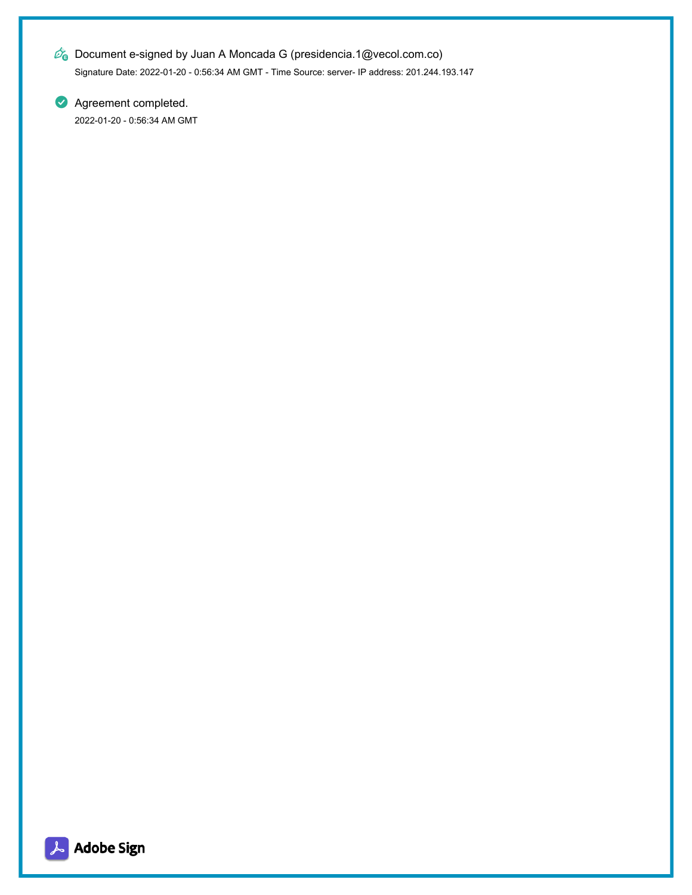Document e-signed by Juan A Moncada G (presidencia.1@vecol.com.co)

Signature Date: 2022-01-20 - 0:56:34 AM GMT - Time Source: server- IP address: 201.244.193.147

Agreement completed.

2022-01-20 - 0:56:34 AM GMT

Adobe Sign